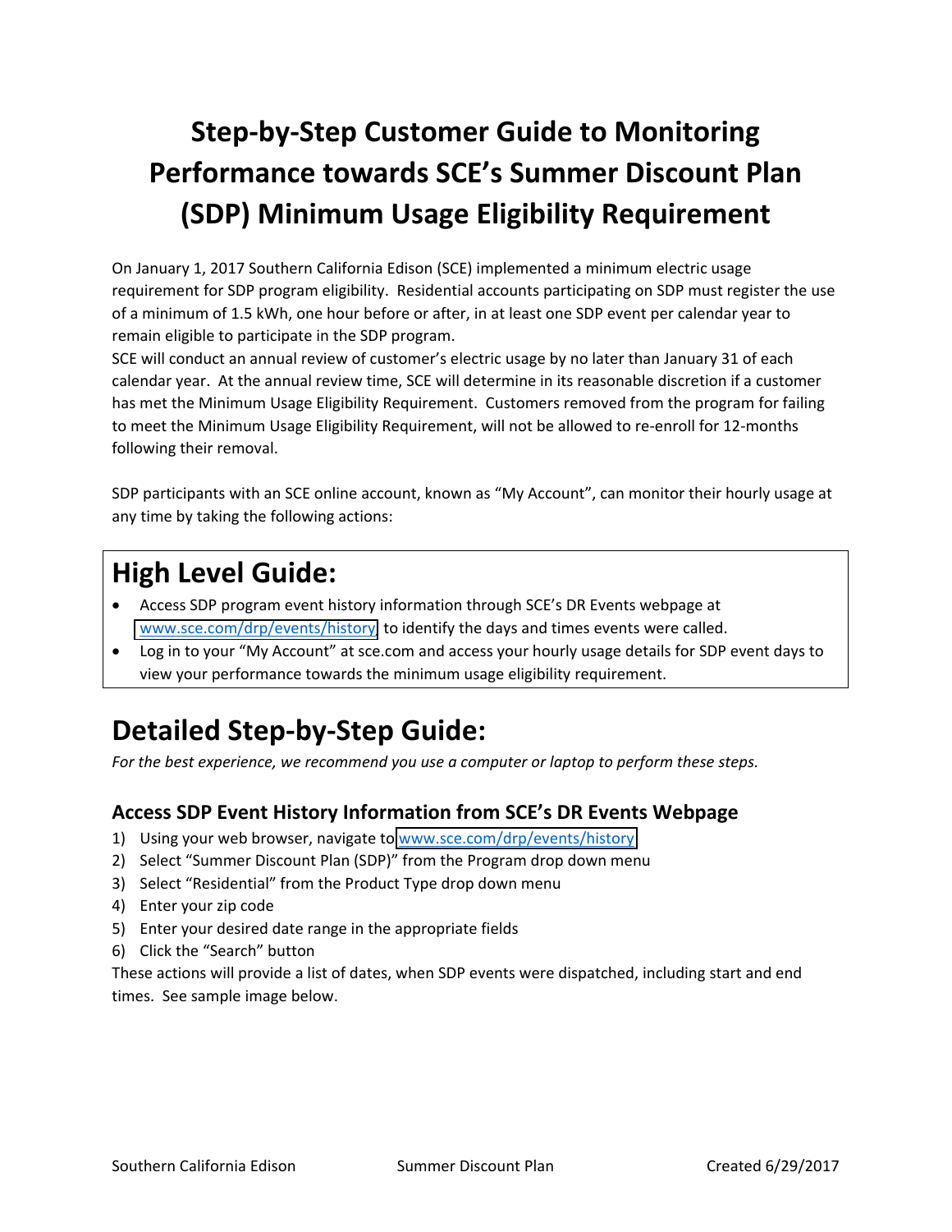# Step-by-Step Customer Guide to Monitoring Performance towards SCE's Summer Discount Plan (SDP) Minimum Usage Eligibility Requirement

On January 1, 2017 Southern California Edison (SCE) implemented a minimum electric usage requirement for SDP program eligibility. Residential accounts participating on SDP must register the use of a minimum of 1.5 kWh, one hour before or after, in at least one SDP event per calendar year to remain eligible to participate in the SDP program.
SCE will conduct an annual review of customer's electric usage by no later than January 31 of each calendar year. At the annual review time, SCE will determine in its reasonable discretion if a customer has met the Minimum Usage Eligibility Requirement. Customers removed from the program for failing to meet the Minimum Usage Eligibility Requirement, will not be allowed to re-enroll for 12-months following their removal.

SDP participants with an SCE online account, known as "My Account", can monitor their hourly usage at any time by taking the following actions:

## High Level Guide:

- Access SDP program event history information through SCE's DR Events webpage at www.sce.com/drp/events/history to identify the days and times events were called.
- Log in to your "My Account" at sce.com and access your hourly usage details for SDP event days to view your performance towards the minimum usage eligibility requirement.

## Detailed Step-by-Step Guide:

*For the best experience, we recommend you use a computer or laptop to perform these steps.*

### Access SDP Event History Information from SCE's DR Events Webpage

1) Using your web browser, navigate to www.sce.com/drp/events/history
2) Select "Summer Discount Plan (SDP)" from the Program drop down menu
3) Select "Residential" from the Product Type drop down menu
4) Enter your zip code
5) Enter your desired date range in the appropriate fields
6) Click the "Search" button

These actions will provide a list of dates, when SDP events were dispatched, including start and end times. See sample image below.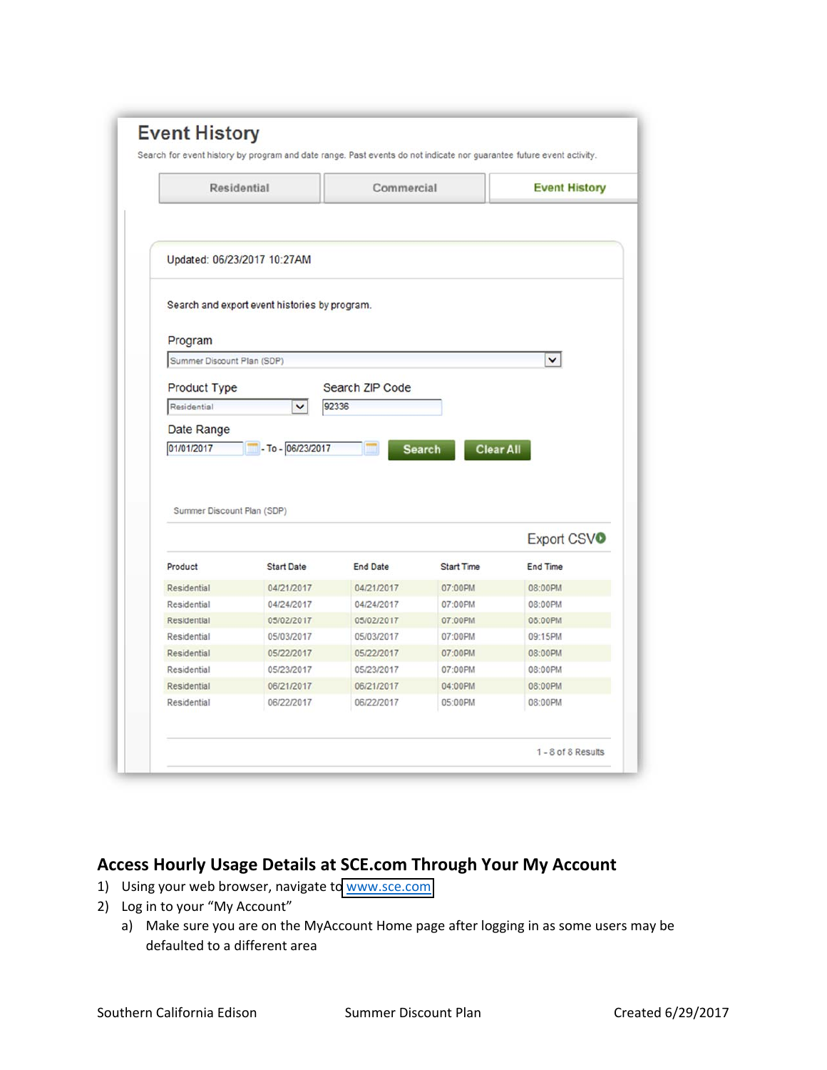# Event History

Search for event history by program and date range. Past events do not indicate nor guarantee future event activity.

Residential | Commercial | Event History

Updated: 06/23/2017 10:27AM

Search and export event histories by program.

Program: Summer Discount Plan (SDP)

Product Type: Residential

Search ZIP Code: 92336

Date Range: 01/01/2017 - To - 06/23/2017

Search | Clear All

Summer Discount Plan (SDP)

Export CSV

| Product | Start Date | End Date | Start Time | End Time |
|---|---|---|---|---|
| Residential | 04/21/2017 | 04/21/2017 | 07:00PM | 08:00PM |
| Residential | 04/24/2017 | 04/24/2017 | 07:00PM | 08:00PM |
| Residential | 05/02/2017 | 05/02/2017 | 07:00PM | 08:00PM |
| Residential | 05/03/2017 | 05/03/2017 | 07:00PM | 09:15PM |
| Residential | 05/22/2017 | 05/22/2017 | 07:00PM | 08:00PM |
| Residential | 05/23/2017 | 05/23/2017 | 07:00PM | 08:00PM |
| Residential | 06/21/2017 | 06/21/2017 | 04:00PM | 08:00PM |
| Residential | 06/22/2017 | 06/22/2017 | 05:00PM | 08:00PM |

1 - 8 of 8 Results

## Access Hourly Usage Details at SCE.com Through Your My Account

1) Using your web browser, navigate to www.sce.com
2) Log in to your "My Account"
   a) Make sure you are on the MyAccount Home page after logging in as some users may be defaulted to a different area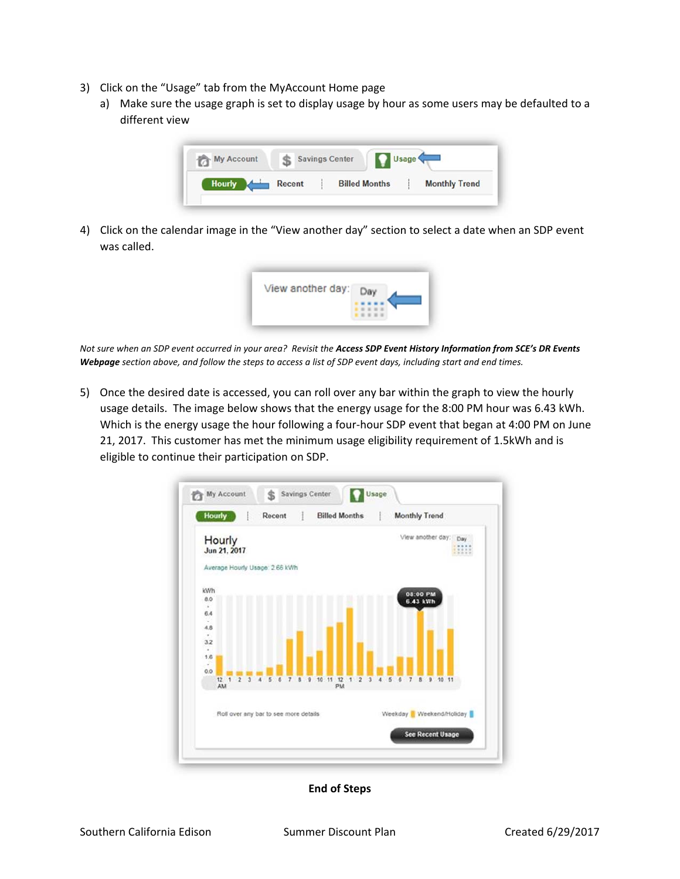3) Click on the "Usage" tab from the MyAccount Home page
   a) Make sure the usage graph is set to display usage by hour as some users may be defaulted to a different view

My Account | Savings Center | Usage

Hourly | Recent | Billed Months | Monthly Trend

4) Click on the calendar image in the "View another day" section to select a date when an SDP event was called.

View another day: Day

*Not sure when an SDP event occurred in your area? Revisit the* ***Access SDP Event History Information from SCE's DR Events Webpage*** *section above, and follow the steps to access a list of SDP event days, including start and end times.*

5) Once the desired date is accessed, you can roll over any bar within the graph to view the hourly usage details. The image below shows that the energy usage for the 8:00 PM hour was 6.43 kWh. Which is the energy usage the hour following a four-hour SDP event that began at 4:00 PM on June 21, 2017. This customer has met the minimum usage eligibility requirement of 1.5kWh and is eligible to continue their participation on SDP.

My Account | Savings Center | Usage

Hourly | Recent | Billed Months | Monthly Trend

Hourly
Jun 21, 2017

View another day: Day

Average Hourly Usage: 2.66 kWh

kWh
8.0
6.4
4.8
3.2
1.6
0.0

12 AM 1 2 3 4 5 6 7 8 9 10 11 12 PM 1 2 3 4 5 6 7 8 9 10 11

08:00 PM
6.43 kWh

Roll over any bar to see more details

Weekday Weekend/Holiday

See Recent Usage

**End of Steps**